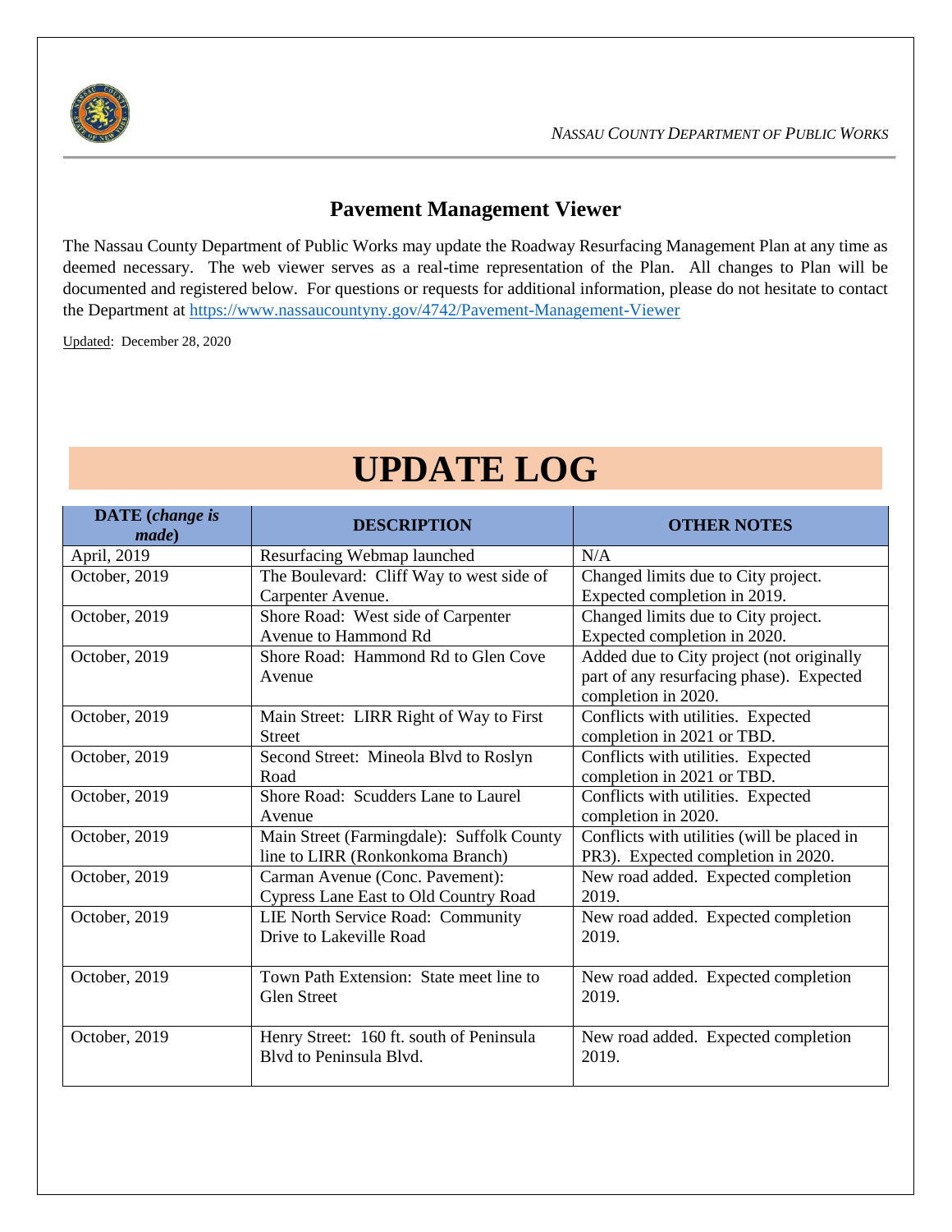*NASSAU COUNTY DEPARTMENT OF PUBLIC WORKS*

## Pavement Management Viewer

The Nassau County Department of Public Works may update the Roadway Resurfacing Management Plan at any time as deemed necessary. The web viewer serves as a real-time representation of the Plan. All changes to Plan will be documented and registered below. For questions or requests for additional information, please do not hesitate to contact the Department at https://www.nassaucountyny.gov/4742/Pavement-Management-Viewer

Updated: December 28, 2020

# UPDATE LOG

| DATE (*change is made*) | DESCRIPTION | OTHER NOTES |
|---|---|---|
| April, 2019 | Resurfacing Webmap launched | N/A |
| October, 2019 | The Boulevard: Cliff Way to west side of Carpenter Avenue. | Changed limits due to City project. Expected completion in 2019. |
| October, 2019 | Shore Road: West side of Carpenter Avenue to Hammond Rd | Changed limits due to City project. Expected completion in 2020. |
| October, 2019 | Shore Road: Hammond Rd to Glen Cove Avenue | Added due to City project (not originally part of any resurfacing phase). Expected completion in 2020. |
| October, 2019 | Main Street: LIRR Right of Way to First Street | Conflicts with utilities. Expected completion in 2021 or TBD. |
| October, 2019 | Second Street: Mineola Blvd to Roslyn Road | Conflicts with utilities. Expected completion in 2021 or TBD. |
| October, 2019 | Shore Road: Scudders Lane to Laurel Avenue | Conflicts with utilities. Expected completion in 2020. |
| October, 2019 | Main Street (Farmingdale): Suffolk County line to LIRR (Ronkonkoma Branch) | Conflicts with utilities (will be placed in PR3). Expected completion in 2020. |
| October, 2019 | Carman Avenue (Conc. Pavement): Cypress Lane East to Old Country Road | New road added. Expected completion 2019. |
| October, 2019 | LIE North Service Road: Community Drive to Lakeville Road | New road added. Expected completion 2019. |
| October, 2019 | Town Path Extension: State meet line to Glen Street | New road added. Expected completion 2019. |
| October, 2019 | Henry Street: 160 ft. south of Peninsula Blvd to Peninsula Blvd. | New road added. Expected completion 2019. |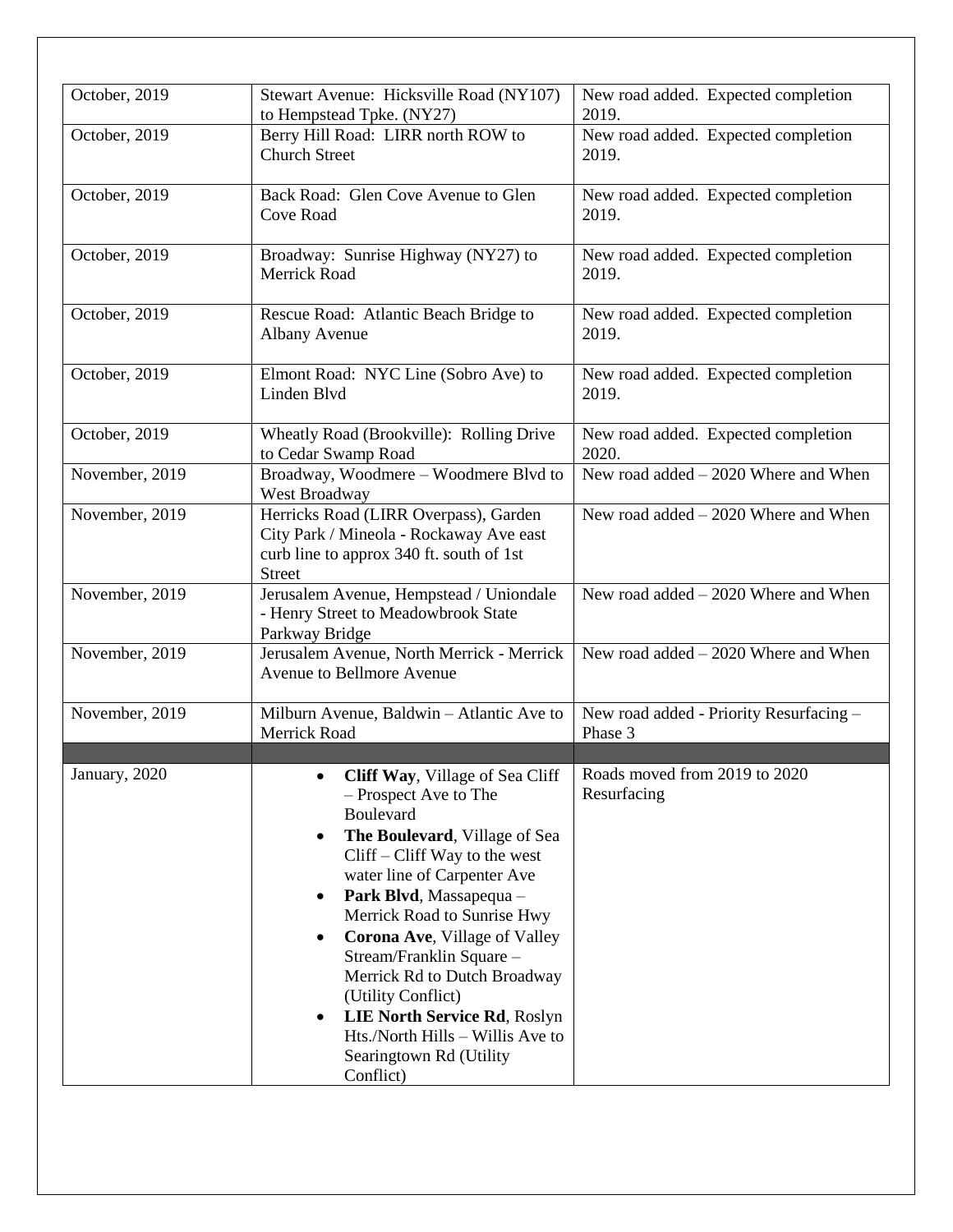| | | |
|---|---|---|
| October, 2019 | Stewart Avenue: Hicksville Road (NY107) to Hempstead Tpke. (NY27) | New road added. Expected completion 2019. |
| October, 2019 | Berry Hill Road: LIRR north ROW to Church Street | New road added. Expected completion 2019. |
| October, 2019 | Back Road: Glen Cove Avenue to Glen Cove Road | New road added. Expected completion 2019. |
| October, 2019 | Broadway: Sunrise Highway (NY27) to Merrick Road | New road added. Expected completion 2019. |
| October, 2019 | Rescue Road: Atlantic Beach Bridge to Albany Avenue | New road added. Expected completion 2019. |
| October, 2019 | Elmont Road: NYC Line (Sobro Ave) to Linden Blvd | New road added. Expected completion 2019. |
| October, 2019 | Wheatly Road (Brookville): Rolling Drive to Cedar Swamp Road | New road added. Expected completion 2020. |
| November, 2019 | Broadway, Woodmere – Woodmere Blvd to West Broadway | New road added – 2020 Where and When |
| November, 2019 | Herricks Road (LIRR Overpass), Garden City Park / Mineola - Rockaway Ave east curb line to approx 340 ft. south of 1st Street | New road added – 2020 Where and When |
| November, 2019 | Jerusalem Avenue, Hempstead / Uniondale - Henry Street to Meadowbrook State Parkway Bridge | New road added – 2020 Where and When |
| November, 2019 | Jerusalem Avenue, North Merrick - Merrick Avenue to Bellmore Avenue | New road added – 2020 Where and When |
| November, 2019 | Milburn Avenue, Baldwin – Atlantic Ave to Merrick Road | New road added - Priority Resurfacing – Phase 3 |
| | | |
| January, 2020 | • **Cliff Way**, Village of Sea Cliff – Prospect Ave to The Boulevard<br>• **The Boulevard**, Village of Sea Cliff – Cliff Way to the west water line of Carpenter Ave<br>• **Park Blvd**, Massapequa – Merrick Road to Sunrise Hwy<br>• **Corona Ave**, Village of Valley Stream/Franklin Square – Merrick Rd to Dutch Broadway (Utility Conflict)<br>• **LIE North Service Rd**, Roslyn Hts./North Hills – Willis Ave to Searingtown Rd (Utility Conflict) | Roads moved from 2019 to 2020 Resurfacing |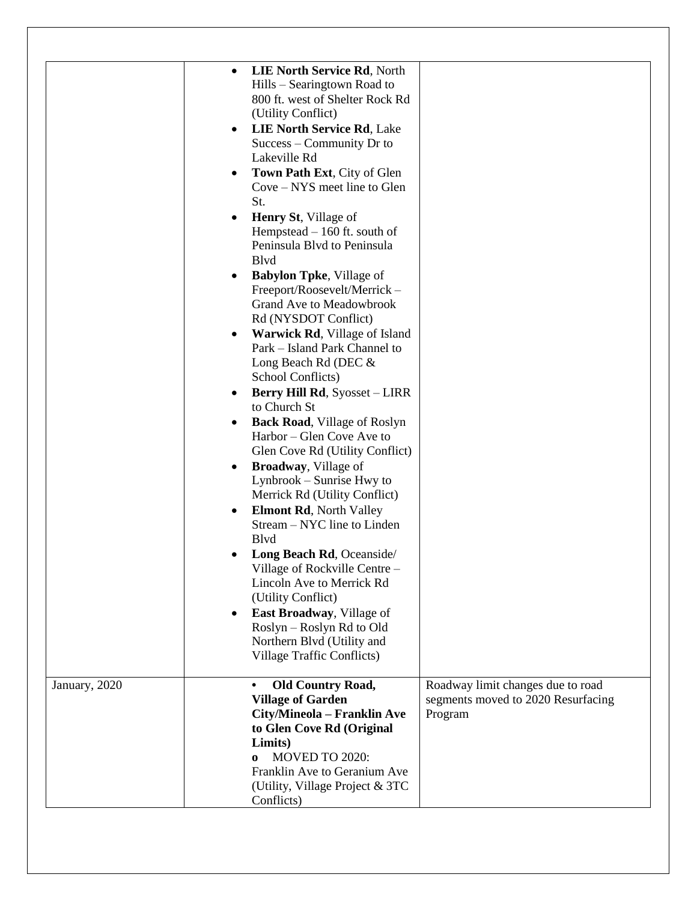| | | |
|---|---|---|
| | • **LIE North Service Rd**, North Hills – Searingtown Road to 800 ft. west of Shelter Rock Rd (Utility Conflict)<br>• **LIE North Service Rd**, Lake Success – Community Dr to Lakeville Rd<br>• **Town Path Ext**, City of Glen Cove – NYS meet line to Glen St.<br>• **Henry St**, Village of Hempstead – 160 ft. south of Peninsula Blvd to Peninsula Blvd<br>• **Babylon Tpke**, Village of Freeport/Roosevelt/Merrick – Grand Ave to Meadowbrook Rd (NYSDOT Conflict)<br>• **Warwick Rd**, Village of Island Park – Island Park Channel to Long Beach Rd (DEC & School Conflicts)<br>• **Berry Hill Rd**, Syosset – LIRR to Church St<br>• **Back Road**, Village of Roslyn Harbor – Glen Cove Ave to Glen Cove Rd (Utility Conflict)<br>• **Broadway**, Village of Lynbrook – Sunrise Hwy to Merrick Rd (Utility Conflict)<br>• **Elmont Rd**, North Valley Stream – NYC line to Linden Blvd<br>• **Long Beach Rd**, Oceanside/ Village of Rockville Centre – Lincoln Ave to Merrick Rd (Utility Conflict)<br>• **East Broadway**, Village of Roslyn – Roslyn Rd to Old Northern Blvd (Utility and Village Traffic Conflicts) | |
| January, 2020 | • **Old Country Road, Village of Garden City/Mineola – Franklin Ave to Glen Cove Rd (Original Limits)**<br>o MOVED TO 2020: Franklin Ave to Geranium Ave (Utility, Village Project & 3TC Conflicts) | Roadway limit changes due to road segments moved to 2020 Resurfacing Program |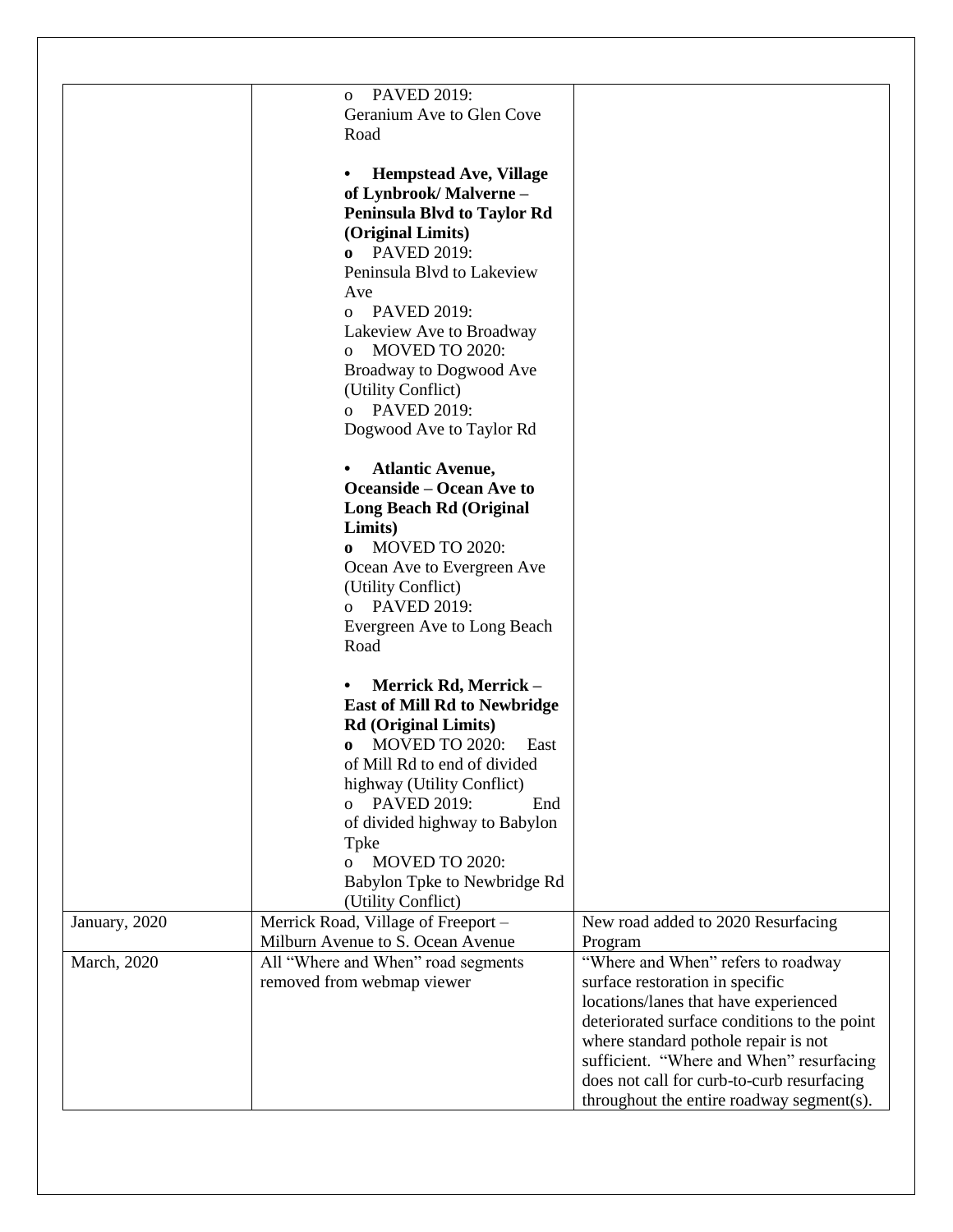| | | |
|---|---|---|
| | o PAVED 2019: Geranium Ave to Glen Cove Road<br><br>• **Hempstead Ave, Village of Lynbrook/ Malverne – Peninsula Blvd to Taylor Rd (Original Limits)**<br>o PAVED 2019: Peninsula Blvd to Lakeview Ave<br>o PAVED 2019: Lakeview Ave to Broadway<br>o MOVED TO 2020: Broadway to Dogwood Ave (Utility Conflict)<br>o PAVED 2019: Dogwood Ave to Taylor Rd<br><br>• **Atlantic Avenue, Oceanside – Ocean Ave to Long Beach Rd (Original Limits)**<br>o MOVED TO 2020: Ocean Ave to Evergreen Ave (Utility Conflict)<br>o PAVED 2019: Evergreen Ave to Long Beach Road<br><br>• **Merrick Rd, Merrick – East of Mill Rd to Newbridge Rd (Original Limits)**<br>o MOVED TO 2020: East of Mill Rd to end of divided highway (Utility Conflict)<br>o PAVED 2019: End of divided highway to Babylon Tpke<br>o MOVED TO 2020: Babylon Tpke to Newbridge Rd (Utility Conflict) | |
| January, 2020 | Merrick Road, Village of Freeport – Milburn Avenue to S. Ocean Avenue | New road added to 2020 Resurfacing Program |
| March, 2020 | All "Where and When" road segments removed from webmap viewer | "Where and When" refers to roadway surface restoration in specific locations/lanes that have experienced deteriorated surface conditions to the point where standard pothole repair is not sufficient. "Where and When" resurfacing does not call for curb-to-curb resurfacing throughout the entire roadway segment(s). |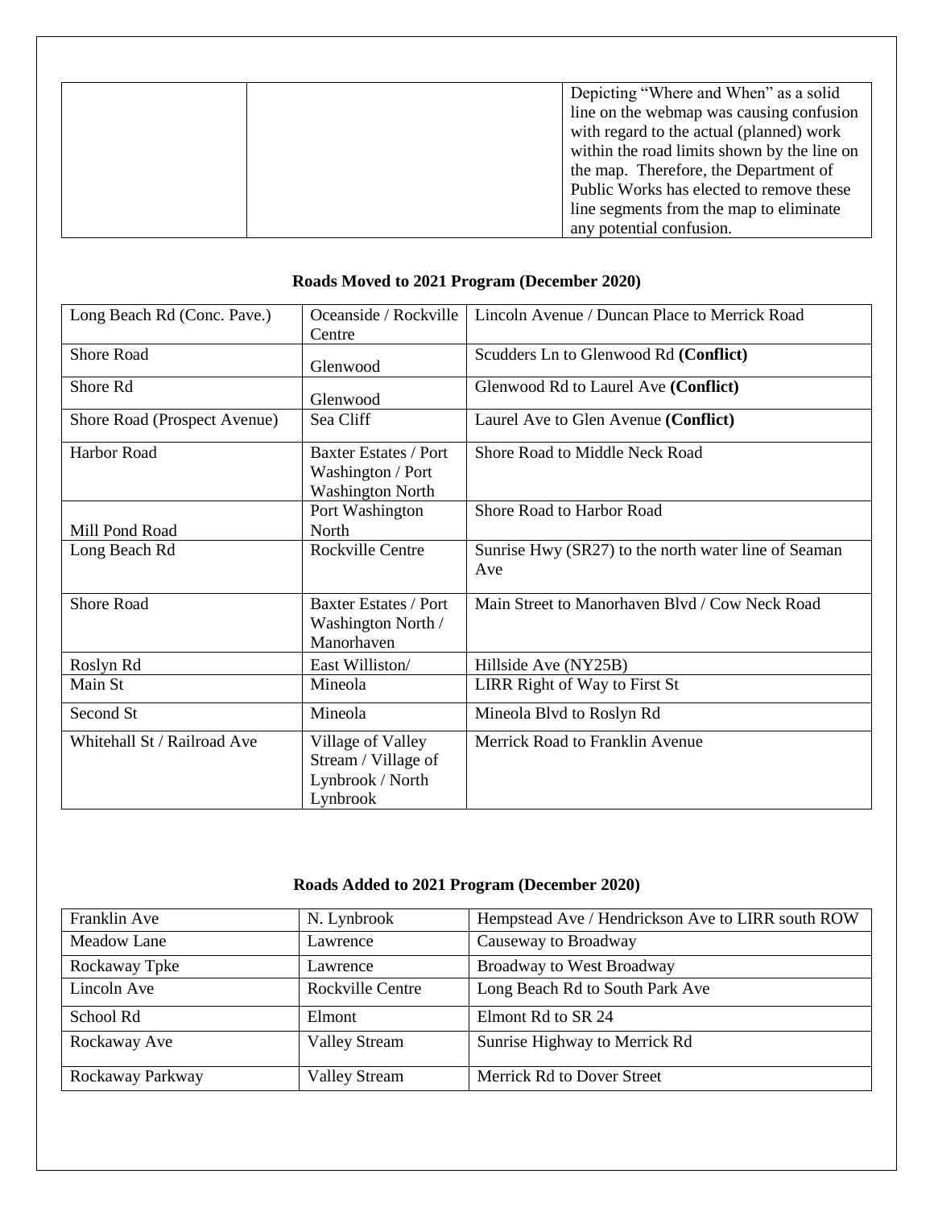| | | Depicting "Where and When" as a solid line on the webmap was causing confusion with regard to the actual (planned) work within the road limits shown by the line on the map. Therefore, the Department of Public Works has elected to remove these line segments from the map to eliminate any potential confusion. |
|---|---|---|

**Roads Moved to 2021 Program (December 2020)**

| | | |
|---|---|---|
| Long Beach Rd (Conc. Pave.) | Oceanside / Rockville Centre | Lincoln Avenue / Duncan Place to Merrick Road |
| Shore Road | Glenwood | Scudders Ln to Glenwood Rd **(Conflict)** |
| Shore Rd | Glenwood | Glenwood Rd to Laurel Ave **(Conflict)** |
| Shore Road (Prospect Avenue) | Sea Cliff | Laurel Ave to Glen Avenue **(Conflict)** |
| Harbor Road | Baxter Estates / Port Washington / Port Washington North | Shore Road to Middle Neck Road |
| Mill Pond Road | Port Washington North | Shore Road to Harbor Road |
| Long Beach Rd | Rockville Centre | Sunrise Hwy (SR27) to the north water line of Seaman Ave |
| Shore Road | Baxter Estates / Port Washington North / Manorhaven | Main Street to Manorhaven Blvd / Cow Neck Road |
| Roslyn Rd | East Williston/ | Hillside Ave (NY25B) |
| Main St | Mineola | LIRR Right of Way to First St |
| Second St | Mineola | Mineola Blvd to Roslyn Rd |
| Whitehall St / Railroad Ave | Village of Valley Stream / Village of Lynbrook / North Lynbrook | Merrick Road to Franklin Avenue |

**Roads Added to 2021 Program (December 2020)**

| | | |
|---|---|---|
| Franklin Ave | N. Lynbrook | Hempstead Ave / Hendrickson Ave to LIRR south ROW |
| Meadow Lane | Lawrence | Causeway to Broadway |
| Rockaway Tpke | Lawrence | Broadway to West Broadway |
| Lincoln Ave | Rockville Centre | Long Beach Rd to South Park Ave |
| School Rd | Elmont | Elmont Rd to SR 24 |
| Rockaway Ave | Valley Stream | Sunrise Highway to Merrick Rd |
| Rockaway Parkway | Valley Stream | Merrick Rd to Dover Street |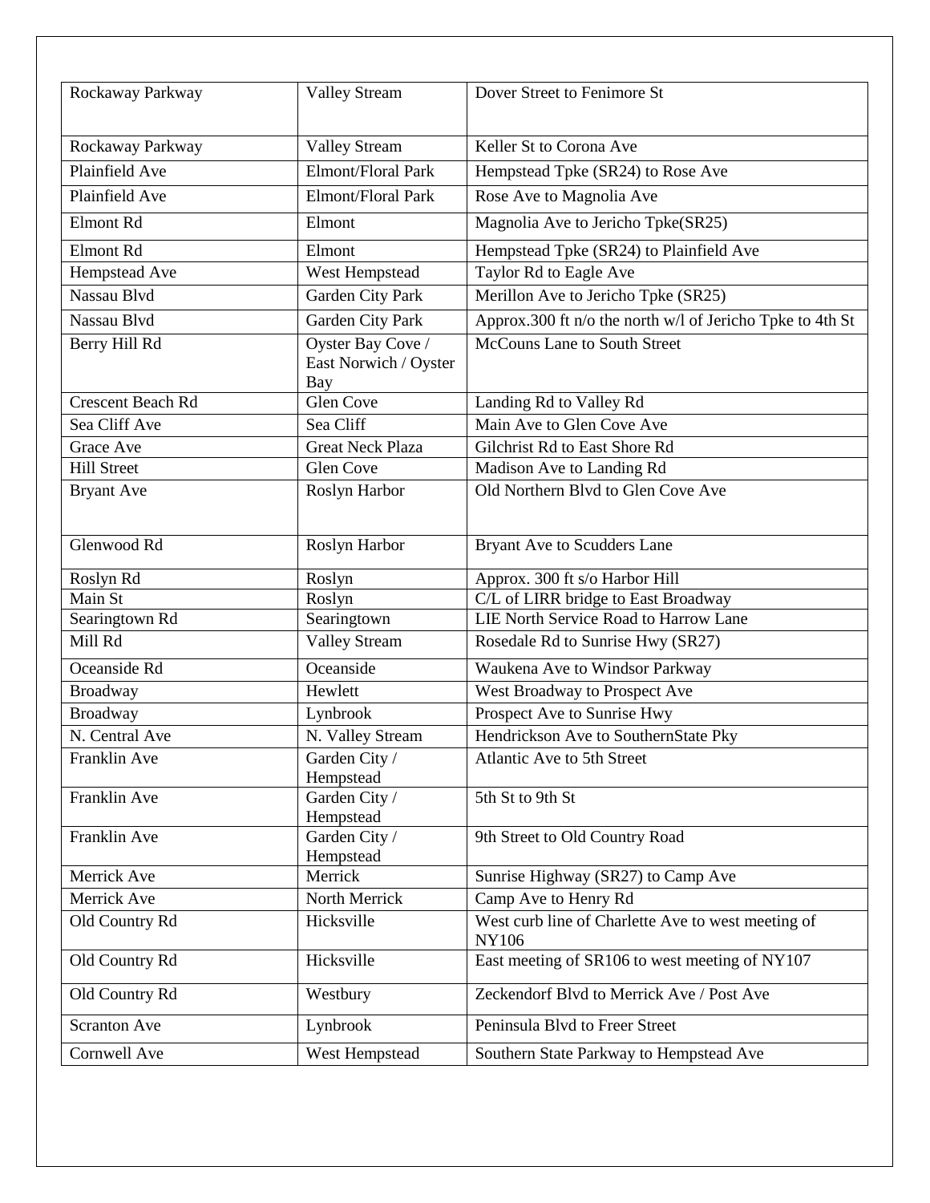| Rockaway Parkway | Valley Stream | Dover Street to Fenimore St |
|---|---|---|
| Rockaway Parkway | Valley Stream | Keller St to Corona Ave |
| Plainfield Ave | Elmont/Floral Park | Hempstead Tpke (SR24) to Rose Ave |
| Plainfield Ave | Elmont/Floral Park | Rose Ave to Magnolia Ave |
| Elmont Rd | Elmont | Magnolia Ave to Jericho Tpke(SR25) |
| Elmont Rd | Elmont | Hempstead Tpke (SR24) to Plainfield Ave |
| Hempstead Ave | West Hempstead | Taylor Rd to Eagle Ave |
| Nassau Blvd | Garden City Park | Merillon Ave to Jericho Tpke (SR25) |
| Nassau Blvd | Garden City Park | Approx.300 ft n/o the north w/l of Jericho Tpke to 4th St |
| Berry Hill Rd | Oyster Bay Cove / East Norwich / Oyster Bay | McCouns Lane to South Street |
| Crescent Beach Rd | Glen Cove | Landing Rd to Valley Rd |
| Sea Cliff Ave | Sea Cliff | Main Ave to Glen Cove Ave |
| Grace Ave | Great Neck Plaza | Gilchrist Rd to East Shore Rd |
| Hill Street | Glen Cove | Madison Ave to Landing Rd |
| Bryant Ave | Roslyn Harbor | Old Northern Blvd to Glen Cove Ave |
| Glenwood Rd | Roslyn Harbor | Bryant Ave to Scudders Lane |
| Roslyn Rd | Roslyn | Approx. 300 ft s/o Harbor Hill |
| Main St | Roslyn | C/L of LIRR bridge to East Broadway |
| Searingtown Rd | Searingtown | LIE North Service Road to Harrow Lane |
| Mill Rd | Valley Stream | Rosedale Rd to Sunrise Hwy (SR27) |
| Oceanside Rd | Oceanside | Waukena Ave to Windsor Parkway |
| Broadway | Hewlett | West Broadway to Prospect Ave |
| Broadway | Lynbrook | Prospect Ave to Sunrise Hwy |
| N. Central Ave | N. Valley Stream | Hendrickson Ave to SouthernState Pky |
| Franklin Ave | Garden City / Hempstead | Atlantic Ave to 5th Street |
| Franklin Ave | Garden City / Hempstead | 5th St to 9th St |
| Franklin Ave | Garden City / Hempstead | 9th Street to Old Country Road |
| Merrick Ave | Merrick | Sunrise Highway (SR27) to Camp Ave |
| Merrick Ave | North Merrick | Camp Ave to Henry Rd |
| Old Country Rd | Hicksville | West curb line of Charlette Ave to west meeting of NY106 |
| Old Country Rd | Hicksville | East meeting of SR106 to west meeting of NY107 |
| Old Country Rd | Westbury | Zeckendorf Blvd to Merrick Ave / Post Ave |
| Scranton Ave | Lynbrook | Peninsula Blvd to Freer Street |
| Cornwell Ave | West Hempstead | Southern State Parkway to Hempstead Ave |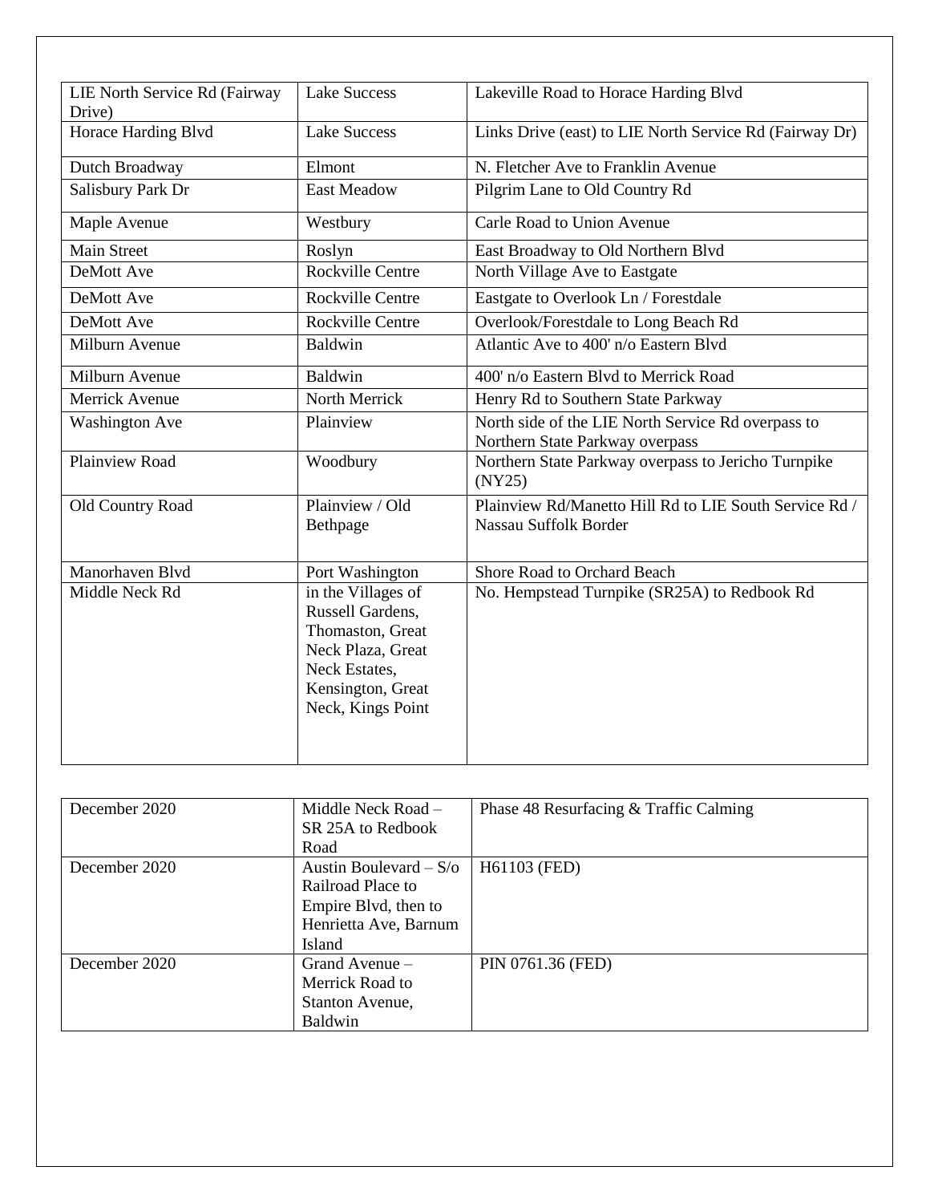| | | |
|---|---|---|
| LIE North Service Rd (Fairway Drive) | Lake Success | Lakeville Road to Horace Harding Blvd |
| Horace Harding Blvd | Lake Success | Links Drive (east) to LIE North Service Rd (Fairway Dr) |
| Dutch Broadway | Elmont | N. Fletcher Ave to Franklin Avenue |
| Salisbury Park Dr | East Meadow | Pilgrim Lane to Old Country Rd |
| Maple Avenue | Westbury | Carle Road to Union Avenue |
| Main Street | Roslyn | East Broadway to Old Northern Blvd |
| DeMott Ave | Rockville Centre | North Village Ave to Eastgate |
| DeMott Ave | Rockville Centre | Eastgate to Overlook Ln / Forestdale |
| DeMott Ave | Rockville Centre | Overlook/Forestdale to Long Beach Rd |
| Milburn Avenue | Baldwin | Atlantic Ave to 400' n/o Eastern Blvd |
| Milburn Avenue | Baldwin | 400' n/o Eastern Blvd to Merrick Road |
| Merrick Avenue | North Merrick | Henry Rd to Southern State Parkway |
| Washington Ave | Plainview | North side of the LIE North Service Rd overpass to Northern State Parkway overpass |
| Plainview Road | Woodbury | Northern State Parkway overpass to Jericho Turnpike (NY25) |
| Old Country Road | Plainview / Old Bethpage | Plainview Rd/Manetto Hill Rd to LIE South Service Rd / Nassau Suffolk Border |
| Manorhaven Blvd | Port Washington | Shore Road to Orchard Beach |
| Middle Neck Rd | in the Villages of Russell Gardens, Thomaston, Great Neck Plaza, Great Neck Estates, Kensington, Great Neck, Kings Point | No. Hempstead Turnpike (SR25A) to Redbook Rd |

| | | |
|---|---|---|
| December 2020 | Middle Neck Road – SR 25A to Redbook Road | Phase 48 Resurfacing & Traffic Calming |
| December 2020 | Austin Boulevard – S/o Railroad Place to Empire Blvd, then to Henrietta Ave, Barnum Island | H61103 (FED) |
| December 2020 | Grand Avenue – Merrick Road to Stanton Avenue, Baldwin | PIN 0761.36 (FED) |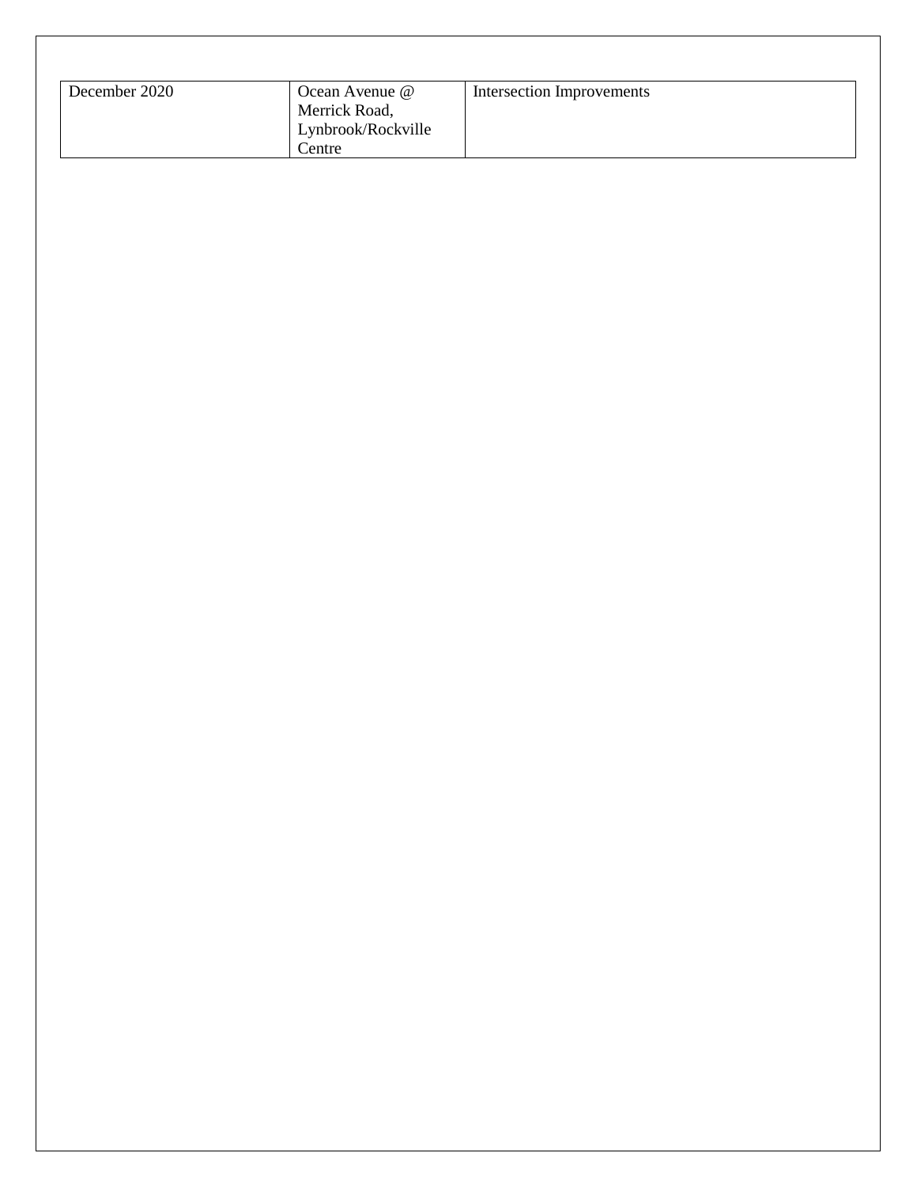| | | |
|---|---|---|
| December 2020 | Ocean Avenue @ Merrick Road, Lynbrook/Rockville Centre | Intersection Improvements |